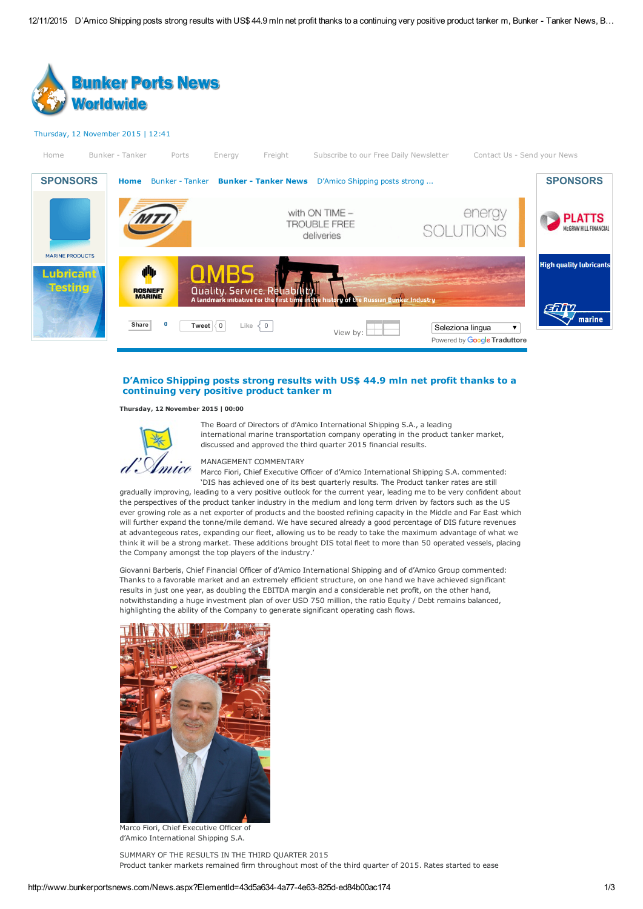# D'Amico Shipping posts strong results with US$ 44.9 mln net profit thanks to a continuing very positive product tanker m

**Thursday, 12 November 2015 | 00:00**

The Board of Directors of d'Amico International Shipping S.A., a leading international marine transportation company operating in the product tanker market, discussed and approved the third quarter 2015 financial results.

MANAGEMENT COMMENTARY

Marco Fiori, Chief Executive Officer of d'Amico International Shipping S.A. commented: 'DIS has achieved one of its best quarterly results. The Product tanker rates are still gradually improving, leading to a very positive outlook for the current year, leading me to be very confident about the perspectives of the product tanker industry in the medium and long term driven by factors such as the US ever growing role as a net exporter of products and the boosted refining capacity in the Middle and Far East which will further expand the tonne/mile demand. We have secured already a good percentage of DIS future revenues at advantegeous rates, expanding our fleet, allowing us to be ready to take the maximum advantage of what we think it will be a strong market. These additions brought DIS total fleet to more than 50 operated vessels, placing the Company amongst the top players of the industry.'

Giovanni Barberis, Chief Financial Officer of d'Amico International Shipping and of d'Amico Group commented: Thanks to a favorable market and an extremely efficient structure, on one hand we have achieved significant results in just one year, as doubling the EBITDA margin and a considerable net profit, on the other hand, notwithstanding a huge investment plan of over USD 750 million, the ratio Equity / Debt remains balanced, highlighting the ability of the Company to generate significant operating cash flows.

Marco Fiori, Chief Executive Officer of d'Amico International Shipping S.A.

SUMMARY OF THE RESULTS IN THE THIRD QUARTER 2015

Product tanker markets remained firm throughout most of the third quarter of 2015. Rates started to ease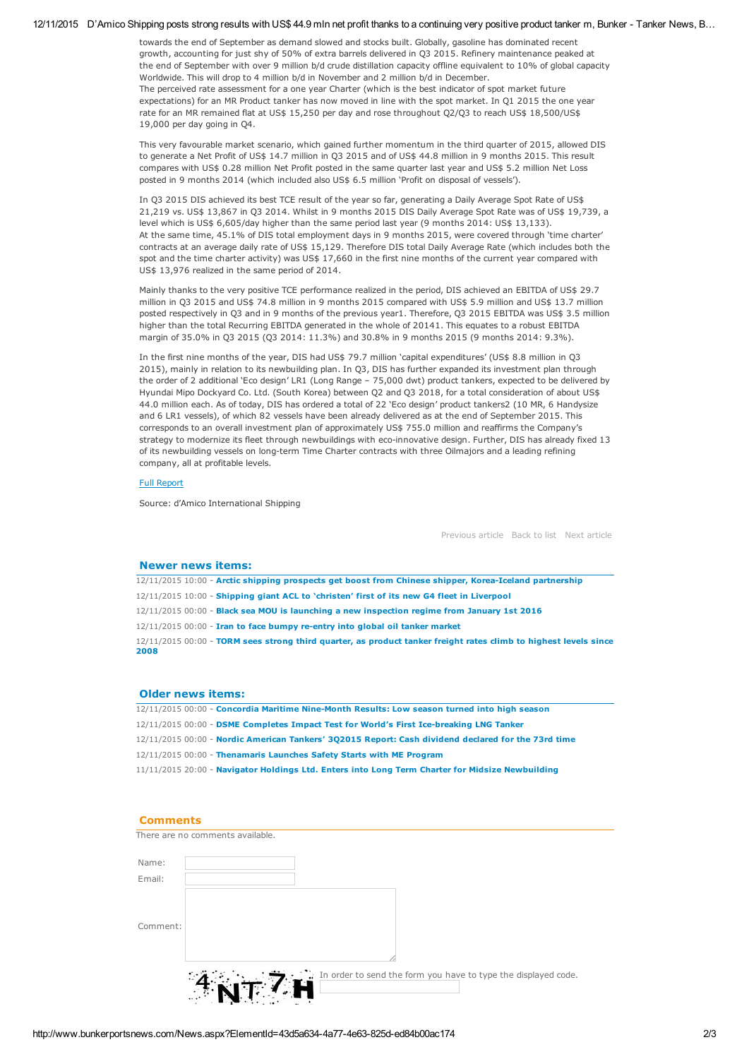towards the end of September as demand slowed and stocks built. Globally, gasoline has dominated recent growth, accounting for just shy of 50% of extra barrels delivered in Q3 2015. Refinery maintenance peaked at the end of September with over 9 million b/d crude distillation capacity offline equivalent to 10% of global capacity Worldwide. This will drop to 4 million b/d in November and 2 million b/d in December.
The perceived rate assessment for a one year Charter (which is the best indicator of spot market future expectations) for an MR Product tanker has now moved in line with the spot market. In Q1 2015 the one year rate for an MR remained flat at US$ 15,250 per day and rose throughout Q2/Q3 to reach US$ 18,500/US$ 19,000 per day going in Q4.

This very favourable market scenario, which gained further momentum in the third quarter of 2015, allowed DIS to generate a Net Profit of US$ 14.7 million in Q3 2015 and of US$ 44.8 million in 9 months 2015. This result compares with US$ 0.28 million Net Profit posted in the same quarter last year and US$ 5.2 million Net Loss posted in 9 months 2014 (which included also US$ 6.5 million 'Profit on disposal of vessels').

In Q3 2015 DIS achieved its best TCE result of the year so far, generating a Daily Average Spot Rate of US$ 21,219 vs. US$ 13,867 in Q3 2014. Whilst in 9 months 2015 DIS Daily Average Spot Rate was of US$ 19,739, a level which is US$ 6,605/day higher than the same period last year (9 months 2014: US$ 13,133).
At the same time, 45.1% of DIS total employment days in 9 months 2015, were covered through 'time charter' contracts at an average daily rate of US$ 15,129. Therefore DIS total Daily Average Rate (which includes both the spot and the time charter activity) was US$ 17,660 in the first nine months of the current year compared with US$ 13,976 realized in the same period of 2014.

Mainly thanks to the very positive TCE performance realized in the period, DIS achieved an EBITDA of US$ 29.7 million in Q3 2015 and US$ 74.8 million in 9 months 2015 compared with US$ 5.9 million and US$ 13.7 million posted respectively in Q3 and in 9 months of the previous year1. Therefore, Q3 2015 EBITDA was US$ 3.5 million higher than the total Recurring EBITDA generated in the whole of 20141. This equates to a robust EBITDA margin of 35.0% in Q3 2015 (Q3 2014: 11.3%) and 30.8% in 9 months 2015 (9 months 2014: 9.3%).

In the first nine months of the year, DIS had US$ 79.7 million 'capital expenditures' (US$ 8.8 million in Q3 2015), mainly in relation to its newbuilding plan. In Q3, DIS has further expanded its investment plan through the order of 2 additional 'Eco design' LR1 (Long Range – 75,000 dwt) product tankers, expected to be delivered by Hyundai Mipo Dockyard Co. Ltd. (South Korea) between Q2 and Q3 2018, for a total consideration of about US$ 44.0 million each. As of today, DIS has ordered a total of 22 'Eco design' product tankers2 (10 MR, 6 Handysize and 6 LR1 vessels), of which 82 vessels have been already delivered as at the end of September 2015. This corresponds to an overall investment plan of approximately US$ 755.0 million and reaffirms the Company's strategy to modernize its fleet through newbuildings with eco-innovative design. Further, DIS has already fixed 13 of its newbuilding vessels on long-term Time Charter contracts with three Oilmajors and a leading refining company, all at profitable levels.

Full Report

Source: d'Amico International Shipping

Previous article   Back to list   Next article

## Newer news items:

12/11/2015 10:00 - **Arctic shipping prospects get boost from Chinese shipper, Korea-Iceland partnership**

12/11/2015 10:00 - **Shipping giant ACL to 'christen' first of its new G4 fleet in Liverpool**

12/11/2015 00:00 - **Black sea MOU is launching a new inspection regime from January 1st 2016**

12/11/2015 00:00 - **Iran to face bumpy re-entry into global oil tanker market**

12/11/2015 00:00 - **TORM sees strong third quarter, as product tanker freight rates climb to highest levels since 2008**

## Older news items:

12/11/2015 00:00 - **Concordia Maritime Nine-Month Results: Low season turned into high season**

12/11/2015 00:00 - **DSME Completes Impact Test for World's First Ice-breaking LNG Tanker**

12/11/2015 00:00 - **Nordic American Tankers' 3Q2015 Report: Cash dividend declared for the 73rd time**

12/11/2015 00:00 - **Thenamaris Launches Safety Starts with ME Program**

11/11/2015 20:00 - **Navigator Holdings Ltd. Enters into Long Term Charter for Midsize Newbuilding**

## Comments

There are no comments available.

Name:

Email:

Comment:

In order to send the form you have to type the displayed code.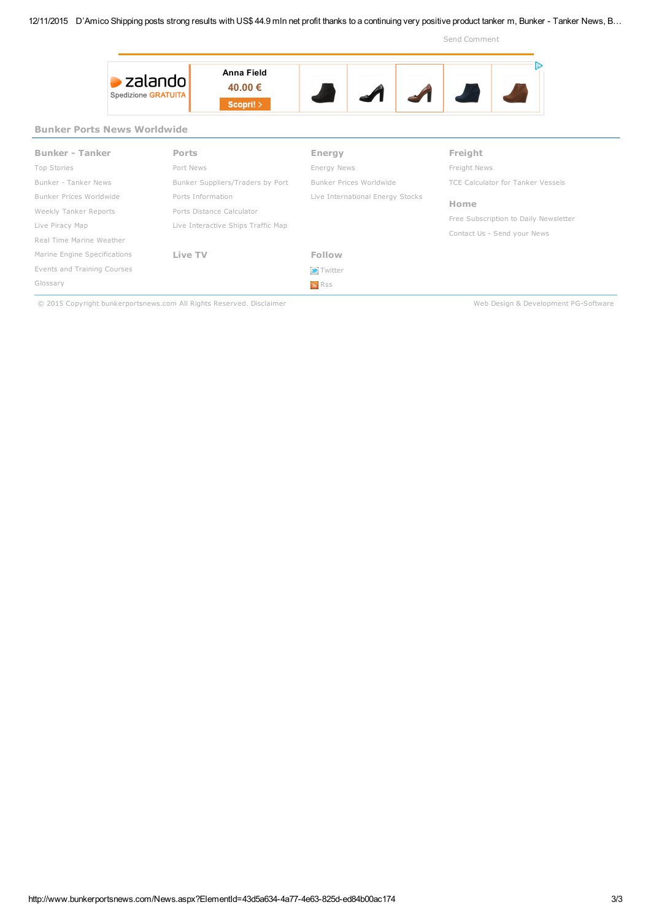Send Comment

Anna Field

40.00 €

Scopri!

zalando Spedizione GRATUITA

## Bunker Ports News Worldwide

### Bunker - Tanker

- Top Stories
- Bunker - Tanker News
- Bunker Prices Worldwide
- Weekly Tanker Reports
- Live Piracy Map
- Real Time Marine Weather
- Marine Engine Specifications
- Events and Training Courses
- Glossary

### Ports

- Port News
- Bunker Suppliers/Traders by Port
- Ports Information
- Ports Distance Calculator
- Live Interactive Ships Traffic Map

### Live TV

### Energy

- Energy News
- Bunker Prices Worldwide
- Live International Energy Stocks

### Follow

- Twitter
- Rss

### Freight

- Freight News
- TCE Calculator for Tanker Vessels

### Home

- Free Subscription to Daily Newsletter
- Contact Us - Send your News

© 2015 Copyright bunkerportsnews.com All Rights Reserved. Disclaimer

Web Design & Development PG-Software